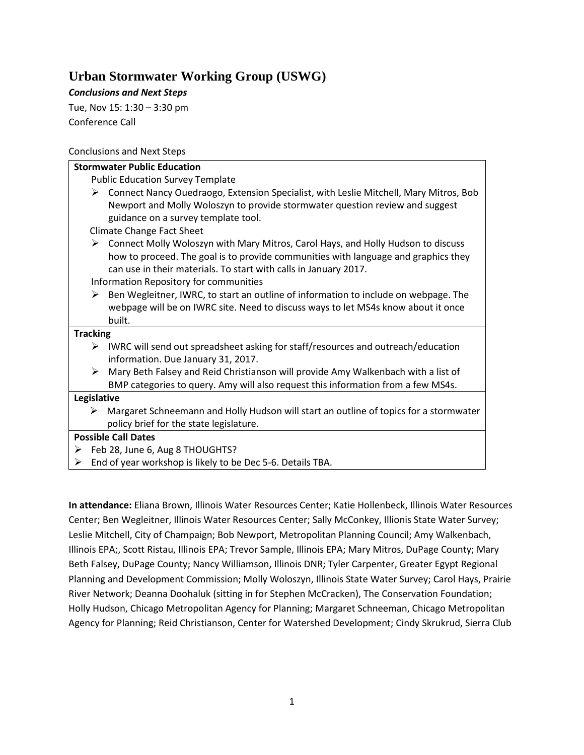# Urban Stormwater Working Group (USWG)

***Conclusions and Next Steps***

Tue, Nov 15: 1:30 – 3:30 pm

Conference Call

Conclusions and Next Steps

**Stormwater Public Education**

Public Education Survey Template

- Connect Nancy Ouedraogo, Extension Specialist, with Leslie Mitchell, Mary Mitros, Bob Newport and Molly Woloszyn to provide stormwater question review and suggest guidance on a survey template tool.

Climate Change Fact Sheet

- Connect Molly Woloszyn with Mary Mitros, Carol Hays, and Holly Hudson to discuss how to proceed. The goal is to provide communities with language and graphics they can use in their materials. To start with calls in January 2017.

Information Repository for communities

- Ben Wegleitner, IWRC, to start an outline of information to include on webpage. The webpage will be on IWRC site. Need to discuss ways to let MS4s know about it once built.

**Tracking**

- IWRC will send out spreadsheet asking for staff/resources and outreach/education information. Due January 31, 2017.
- Mary Beth Falsey and Reid Christianson will provide Amy Walkenbach with a list of BMP categories to query. Amy will also request this information from a few MS4s.

**Legislative**

- Margaret Schneemann and Holly Hudson will start an outline of topics for a stormwater policy brief for the state legislature.

**Possible Call Dates**

- Feb 28, June 6, Aug 8 THOUGHTS?
- End of year workshop is likely to be Dec 5-6. Details TBA.

**In attendance:** Eliana Brown, Illinois Water Resources Center; Katie Hollenbeck, Illinois Water Resources Center; Ben Wegleitner, Illinois Water Resources Center; Sally McConkey, Illionis State Water Survey; Leslie Mitchell, City of Champaign; Bob Newport, Metropolitan Planning Council; Amy Walkenbach, Illinois EPA;, Scott Ristau, Illinois EPA; Trevor Sample, Illinois EPA; Mary Mitros, DuPage County; Mary Beth Falsey, DuPage County; Nancy Williamson, Illinois DNR; Tyler Carpenter, Greater Egypt Regional Planning and Development Commission; Molly Woloszyn, Illinois State Water Survey; Carol Hays, Prairie River Network; Deanna Doohaluk (sitting in for Stephen McCracken), The Conservation Foundation; Holly Hudson, Chicago Metropolitan Agency for Planning; Margaret Schneeman, Chicago Metropolitan Agency for Planning; Reid Christianson, Center for Watershed Development; Cindy Skrukrud, Sierra Club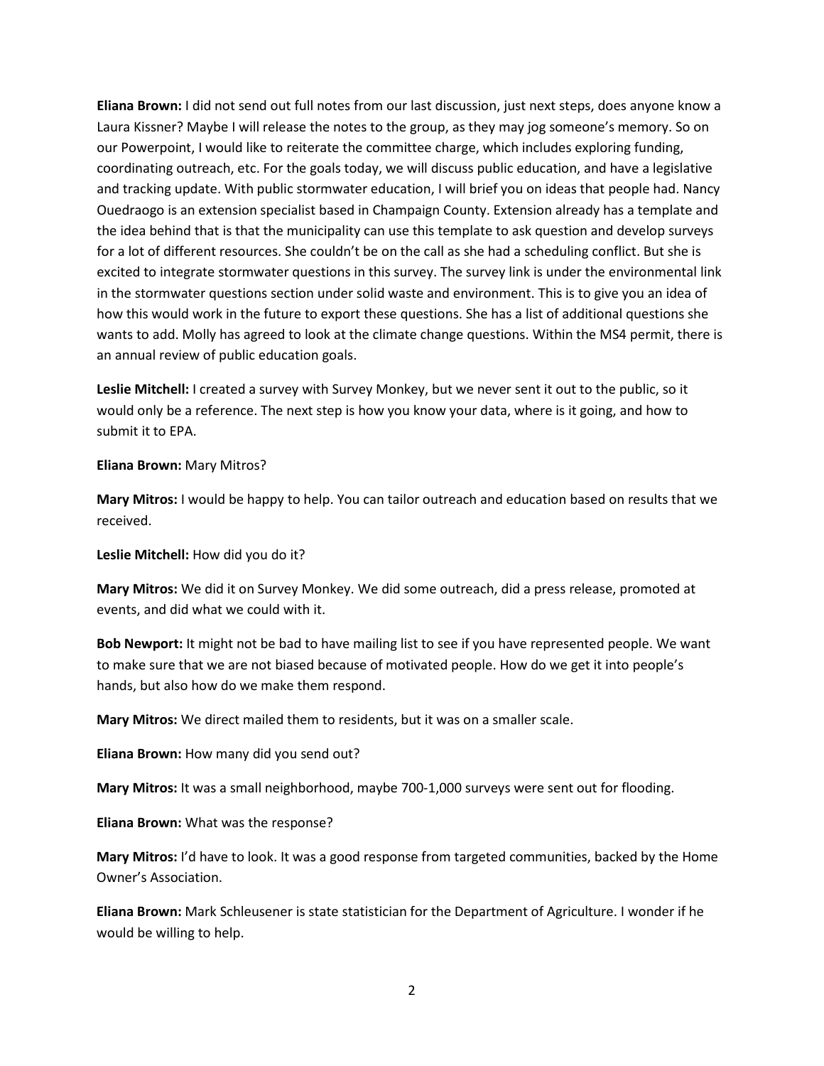**Eliana Brown:** I did not send out full notes from our last discussion, just next steps, does anyone know a Laura Kissner? Maybe I will release the notes to the group, as they may jog someone's memory. So on our Powerpoint, I would like to reiterate the committee charge, which includes exploring funding, coordinating outreach, etc. For the goals today, we will discuss public education, and have a legislative and tracking update. With public stormwater education, I will brief you on ideas that people had. Nancy Ouedraogo is an extension specialist based in Champaign County. Extension already has a template and the idea behind that is that the municipality can use this template to ask question and develop surveys for a lot of different resources. She couldn't be on the call as she had a scheduling conflict. But she is excited to integrate stormwater questions in this survey. The survey link is under the environmental link in the stormwater questions section under solid waste and environment. This is to give you an idea of how this would work in the future to export these questions. She has a list of additional questions she wants to add. Molly has agreed to look at the climate change questions. Within the MS4 permit, there is an annual review of public education goals.

**Leslie Mitchell:** I created a survey with Survey Monkey, but we never sent it out to the public, so it would only be a reference. The next step is how you know your data, where is it going, and how to submit it to EPA.

**Eliana Brown:** Mary Mitros?

**Mary Mitros:** I would be happy to help. You can tailor outreach and education based on results that we received.

**Leslie Mitchell:** How did you do it?

**Mary Mitros:** We did it on Survey Monkey. We did some outreach, did a press release, promoted at events, and did what we could with it.

**Bob Newport:** It might not be bad to have mailing list to see if you have represented people. We want to make sure that we are not biased because of motivated people. How do we get it into people's hands, but also how do we make them respond.

**Mary Mitros:** We direct mailed them to residents, but it was on a smaller scale.

**Eliana Brown:** How many did you send out?

**Mary Mitros:** It was a small neighborhood, maybe 700-1,000 surveys were sent out for flooding.

**Eliana Brown:** What was the response?

**Mary Mitros:** I'd have to look. It was a good response from targeted communities, backed by the Home Owner's Association.

**Eliana Brown:** Mark Schleusener is state statistician for the Department of Agriculture. I wonder if he would be willing to help.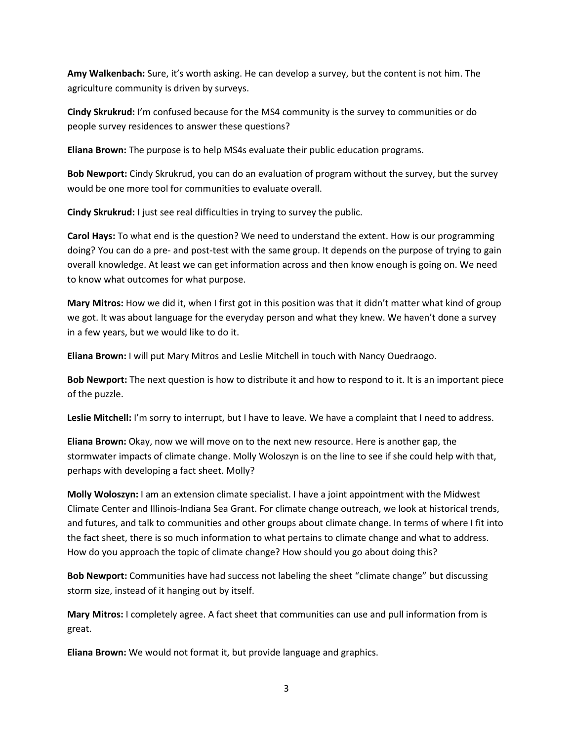**Amy Walkenbach:** Sure, it's worth asking. He can develop a survey, but the content is not him. The agriculture community is driven by surveys.

**Cindy Skrukrud:** I'm confused because for the MS4 community is the survey to communities or do people survey residences to answer these questions?

**Eliana Brown:** The purpose is to help MS4s evaluate their public education programs.

**Bob Newport:** Cindy Skrukrud, you can do an evaluation of program without the survey, but the survey would be one more tool for communities to evaluate overall.

**Cindy Skrukrud:** I just see real difficulties in trying to survey the public.

**Carol Hays:** To what end is the question? We need to understand the extent. How is our programming doing? You can do a pre- and post-test with the same group. It depends on the purpose of trying to gain overall knowledge. At least we can get information across and then know enough is going on. We need to know what outcomes for what purpose.

**Mary Mitros:** How we did it, when I first got in this position was that it didn't matter what kind of group we got. It was about language for the everyday person and what they knew. We haven't done a survey in a few years, but we would like to do it.

**Eliana Brown:** I will put Mary Mitros and Leslie Mitchell in touch with Nancy Ouedraogo.

**Bob Newport:** The next question is how to distribute it and how to respond to it. It is an important piece of the puzzle.

**Leslie Mitchell:** I'm sorry to interrupt, but I have to leave. We have a complaint that I need to address.

**Eliana Brown:** Okay, now we will move on to the next new resource. Here is another gap, the stormwater impacts of climate change. Molly Woloszyn is on the line to see if she could help with that, perhaps with developing a fact sheet. Molly?

**Molly Woloszyn:** I am an extension climate specialist. I have a joint appointment with the Midwest Climate Center and Illinois-Indiana Sea Grant. For climate change outreach, we look at historical trends, and futures, and talk to communities and other groups about climate change. In terms of where I fit into the fact sheet, there is so much information to what pertains to climate change and what to address. How do you approach the topic of climate change? How should you go about doing this?

**Bob Newport:** Communities have had success not labeling the sheet "climate change" but discussing storm size, instead of it hanging out by itself.

**Mary Mitros:** I completely agree. A fact sheet that communities can use and pull information from is great.

**Eliana Brown:** We would not format it, but provide language and graphics.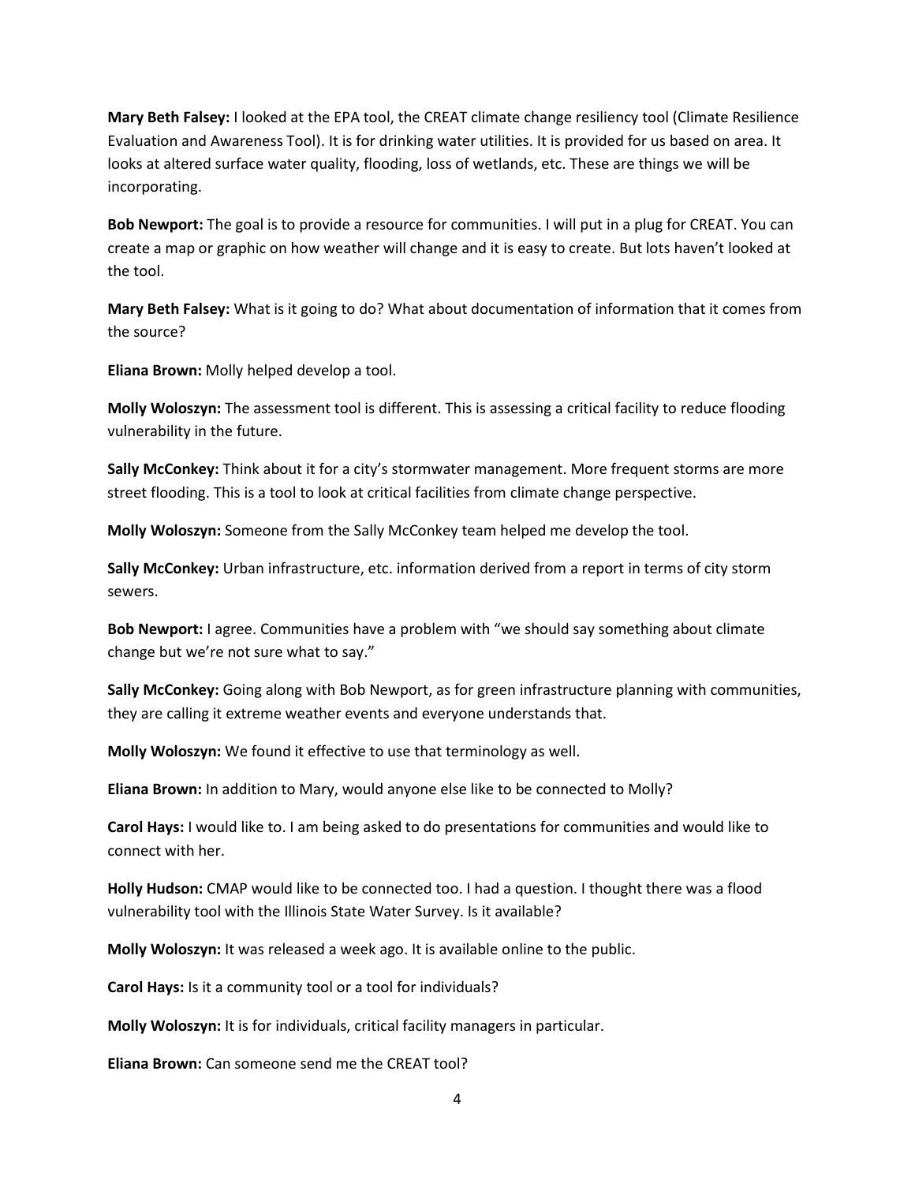**Mary Beth Falsey:** I looked at the EPA tool, the CREAT climate change resiliency tool (Climate Resilience Evaluation and Awareness Tool). It is for drinking water utilities. It is provided for us based on area. It looks at altered surface water quality, flooding, loss of wetlands, etc. These are things we will be incorporating.

**Bob Newport:** The goal is to provide a resource for communities. I will put in a plug for CREAT. You can create a map or graphic on how weather will change and it is easy to create. But lots haven't looked at the tool.

**Mary Beth Falsey:** What is it going to do? What about documentation of information that it comes from the source?

**Eliana Brown:** Molly helped develop a tool.

**Molly Woloszyn:** The assessment tool is different. This is assessing a critical facility to reduce flooding vulnerability in the future.

**Sally McConkey:** Think about it for a city's stormwater management. More frequent storms are more street flooding. This is a tool to look at critical facilities from climate change perspective.

**Molly Woloszyn:** Someone from the Sally McConkey team helped me develop the tool.

**Sally McConkey:** Urban infrastructure, etc. information derived from a report in terms of city storm sewers.

**Bob Newport:** I agree. Communities have a problem with "we should say something about climate change but we're not sure what to say."

**Sally McConkey:** Going along with Bob Newport, as for green infrastructure planning with communities, they are calling it extreme weather events and everyone understands that.

**Molly Woloszyn:** We found it effective to use that terminology as well.

**Eliana Brown:** In addition to Mary, would anyone else like to be connected to Molly?

**Carol Hays:** I would like to. I am being asked to do presentations for communities and would like to connect with her.

**Holly Hudson:** CMAP would like to be connected too. I had a question. I thought there was a flood vulnerability tool with the Illinois State Water Survey. Is it available?

**Molly Woloszyn:** It was released a week ago. It is available online to the public.

**Carol Hays:** Is it a community tool or a tool for individuals?

**Molly Woloszyn:** It is for individuals, critical facility managers in particular.

**Eliana Brown:** Can someone send me the CREAT tool?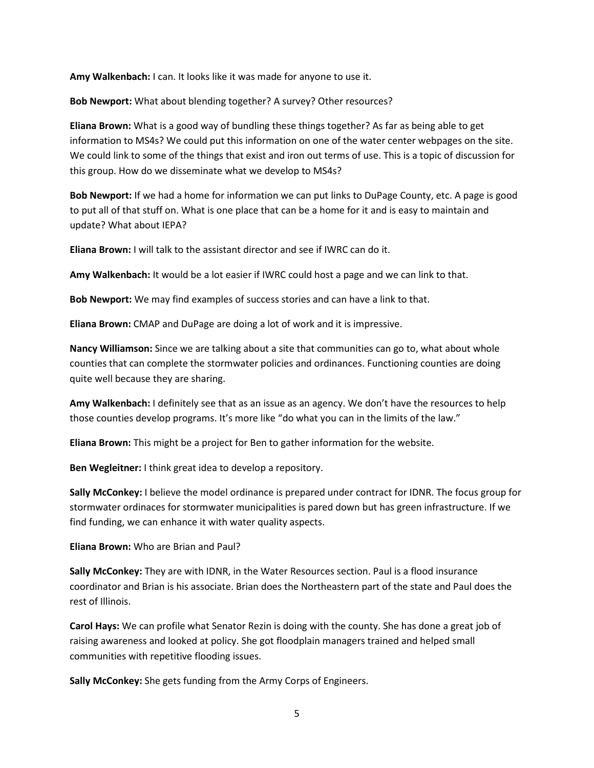**Amy Walkenbach:** I can. It looks like it was made for anyone to use it.

**Bob Newport:** What about blending together? A survey? Other resources?

**Eliana Brown:** What is a good way of bundling these things together? As far as being able to get information to MS4s? We could put this information on one of the water center webpages on the site. We could link to some of the things that exist and iron out terms of use. This is a topic of discussion for this group. How do we disseminate what we develop to MS4s?

**Bob Newport:** If we had a home for information we can put links to DuPage County, etc. A page is good to put all of that stuff on. What is one place that can be a home for it and is easy to maintain and update? What about IEPA?

**Eliana Brown:** I will talk to the assistant director and see if IWRC can do it.

**Amy Walkenbach:** It would be a lot easier if IWRC could host a page and we can link to that.

**Bob Newport:** We may find examples of success stories and can have a link to that.

**Eliana Brown:** CMAP and DuPage are doing a lot of work and it is impressive.

**Nancy Williamson:** Since we are talking about a site that communities can go to, what about whole counties that can complete the stormwater policies and ordinances. Functioning counties are doing quite well because they are sharing.

**Amy Walkenbach:** I definitely see that as an issue as an agency. We don't have the resources to help those counties develop programs. It's more like "do what you can in the limits of the law."

**Eliana Brown:** This might be a project for Ben to gather information for the website.

**Ben Wegleitner:** I think great idea to develop a repository.

**Sally McConkey:** I believe the model ordinance is prepared under contract for IDNR. The focus group for stormwater ordinaces for stormwater municipalities is pared down but has green infrastructure. If we find funding, we can enhance it with water quality aspects.

**Eliana Brown:** Who are Brian and Paul?

**Sally McConkey:** They are with IDNR, in the Water Resources section. Paul is a flood insurance coordinator and Brian is his associate. Brian does the Northeastern part of the state and Paul does the rest of Illinois.

**Carol Hays:** We can profile what Senator Rezin is doing with the county. She has done a great job of raising awareness and looked at policy. She got floodplain managers trained and helped small communities with repetitive flooding issues.

**Sally McConkey:** She gets funding from the Army Corps of Engineers.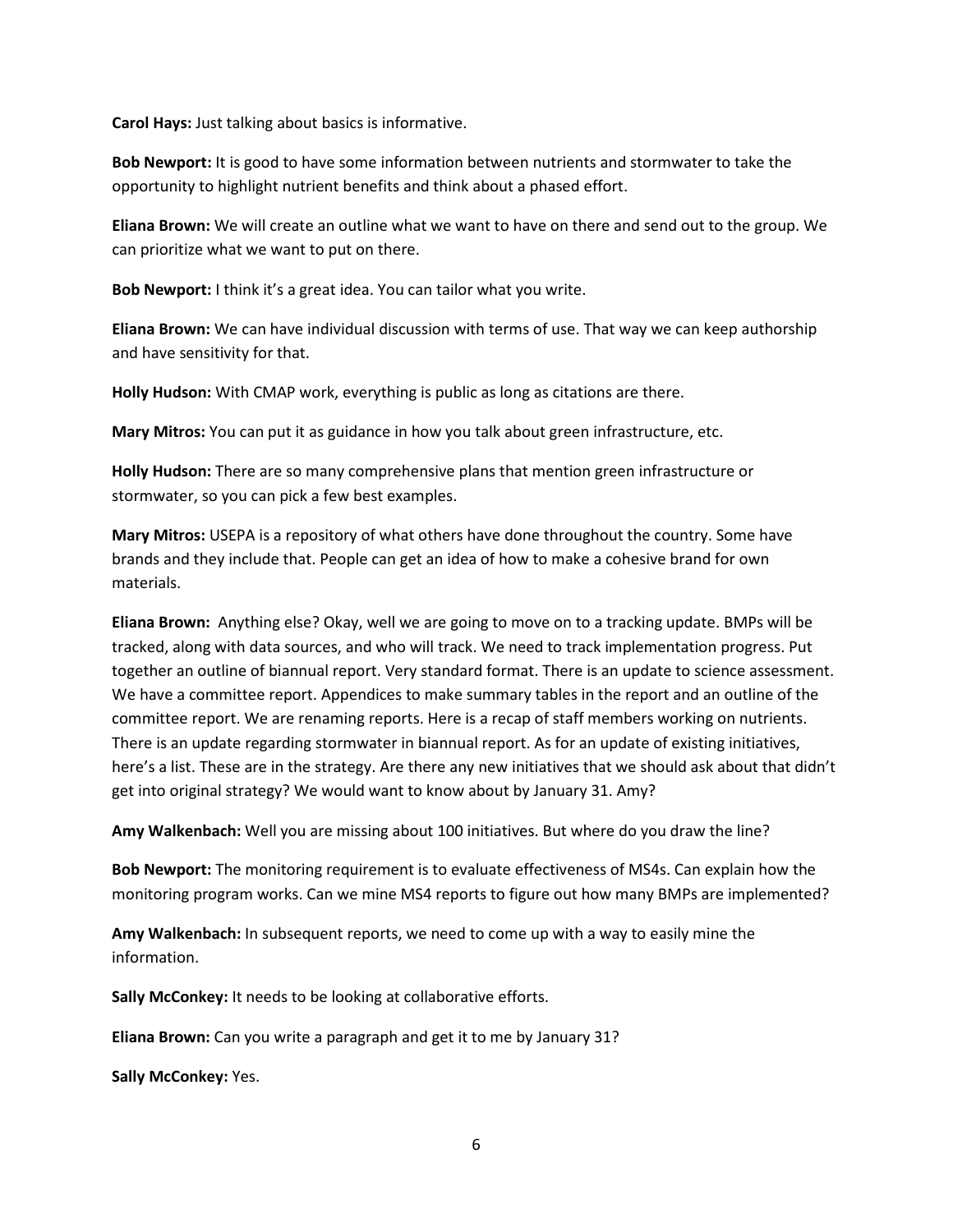**Carol Hays:** Just talking about basics is informative.

**Bob Newport:** It is good to have some information between nutrients and stormwater to take the opportunity to highlight nutrient benefits and think about a phased effort.

**Eliana Brown:** We will create an outline what we want to have on there and send out to the group. We can prioritize what we want to put on there.

**Bob Newport:** I think it's a great idea. You can tailor what you write.

**Eliana Brown:** We can have individual discussion with terms of use. That way we can keep authorship and have sensitivity for that.

**Holly Hudson:** With CMAP work, everything is public as long as citations are there.

**Mary Mitros:** You can put it as guidance in how you talk about green infrastructure, etc.

**Holly Hudson:** There are so many comprehensive plans that mention green infrastructure or stormwater, so you can pick a few best examples.

**Mary Mitros:** USEPA is a repository of what others have done throughout the country. Some have brands and they include that. People can get an idea of how to make a cohesive brand for own materials.

**Eliana Brown:** Anything else? Okay, well we are going to move on to a tracking update. BMPs will be tracked, along with data sources, and who will track. We need to track implementation progress. Put together an outline of biannual report. Very standard format. There is an update to science assessment. We have a committee report. Appendices to make summary tables in the report and an outline of the committee report. We are renaming reports. Here is a recap of staff members working on nutrients. There is an update regarding stormwater in biannual report. As for an update of existing initiatives, here's a list. These are in the strategy. Are there any new initiatives that we should ask about that didn't get into original strategy? We would want to know about by January 31. Amy?

**Amy Walkenbach:** Well you are missing about 100 initiatives. But where do you draw the line?

**Bob Newport:** The monitoring requirement is to evaluate effectiveness of MS4s. Can explain how the monitoring program works. Can we mine MS4 reports to figure out how many BMPs are implemented?

**Amy Walkenbach:** In subsequent reports, we need to come up with a way to easily mine the information.

**Sally McConkey:** It needs to be looking at collaborative efforts.

**Eliana Brown:** Can you write a paragraph and get it to me by January 31?

**Sally McConkey:** Yes.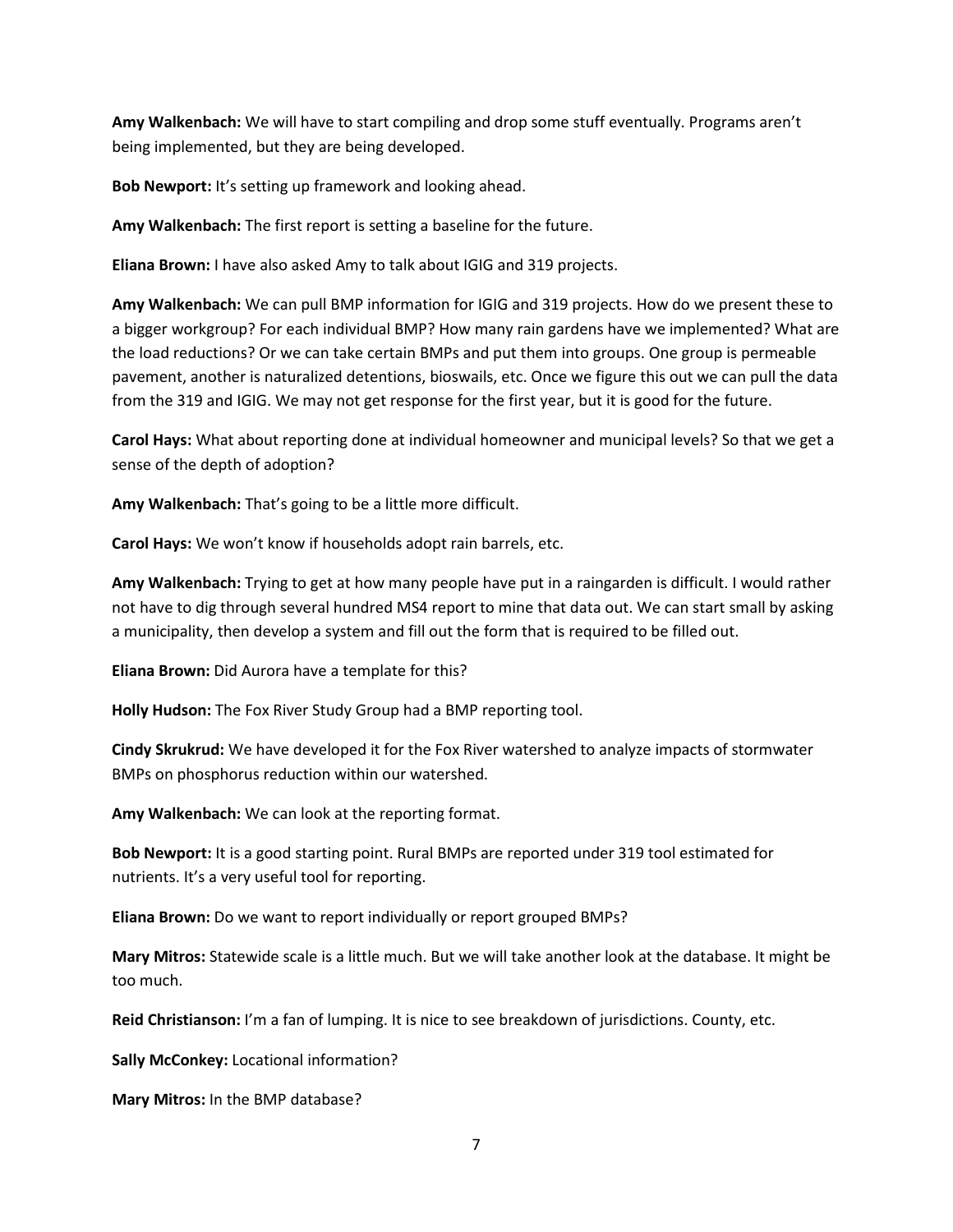**Amy Walkenbach:** We will have to start compiling and drop some stuff eventually. Programs aren't being implemented, but they are being developed.

**Bob Newport:** It's setting up framework and looking ahead.

**Amy Walkenbach:** The first report is setting a baseline for the future.

**Eliana Brown:** I have also asked Amy to talk about IGIG and 319 projects.

**Amy Walkenbach:** We can pull BMP information for IGIG and 319 projects. How do we present these to a bigger workgroup? For each individual BMP? How many rain gardens have we implemented? What are the load reductions? Or we can take certain BMPs and put them into groups. One group is permeable pavement, another is naturalized detentions, bioswails, etc. Once we figure this out we can pull the data from the 319 and IGIG. We may not get response for the first year, but it is good for the future.

**Carol Hays:** What about reporting done at individual homeowner and municipal levels? So that we get a sense of the depth of adoption?

**Amy Walkenbach:** That's going to be a little more difficult.

**Carol Hays:** We won't know if households adopt rain barrels, etc.

**Amy Walkenbach:** Trying to get at how many people have put in a raingarden is difficult. I would rather not have to dig through several hundred MS4 report to mine that data out. We can start small by asking a municipality, then develop a system and fill out the form that is required to be filled out.

**Eliana Brown:** Did Aurora have a template for this?

**Holly Hudson:** The Fox River Study Group had a BMP reporting tool.

**Cindy Skrukrud:** We have developed it for the Fox River watershed to analyze impacts of stormwater BMPs on phosphorus reduction within our watershed.

**Amy Walkenbach:** We can look at the reporting format.

**Bob Newport:** It is a good starting point. Rural BMPs are reported under 319 tool estimated for nutrients. It's a very useful tool for reporting.

**Eliana Brown:** Do we want to report individually or report grouped BMPs?

**Mary Mitros:** Statewide scale is a little much. But we will take another look at the database. It might be too much.

**Reid Christianson:** I'm a fan of lumping. It is nice to see breakdown of jurisdictions. County, etc.

**Sally McConkey:** Locational information?

**Mary Mitros:** In the BMP database?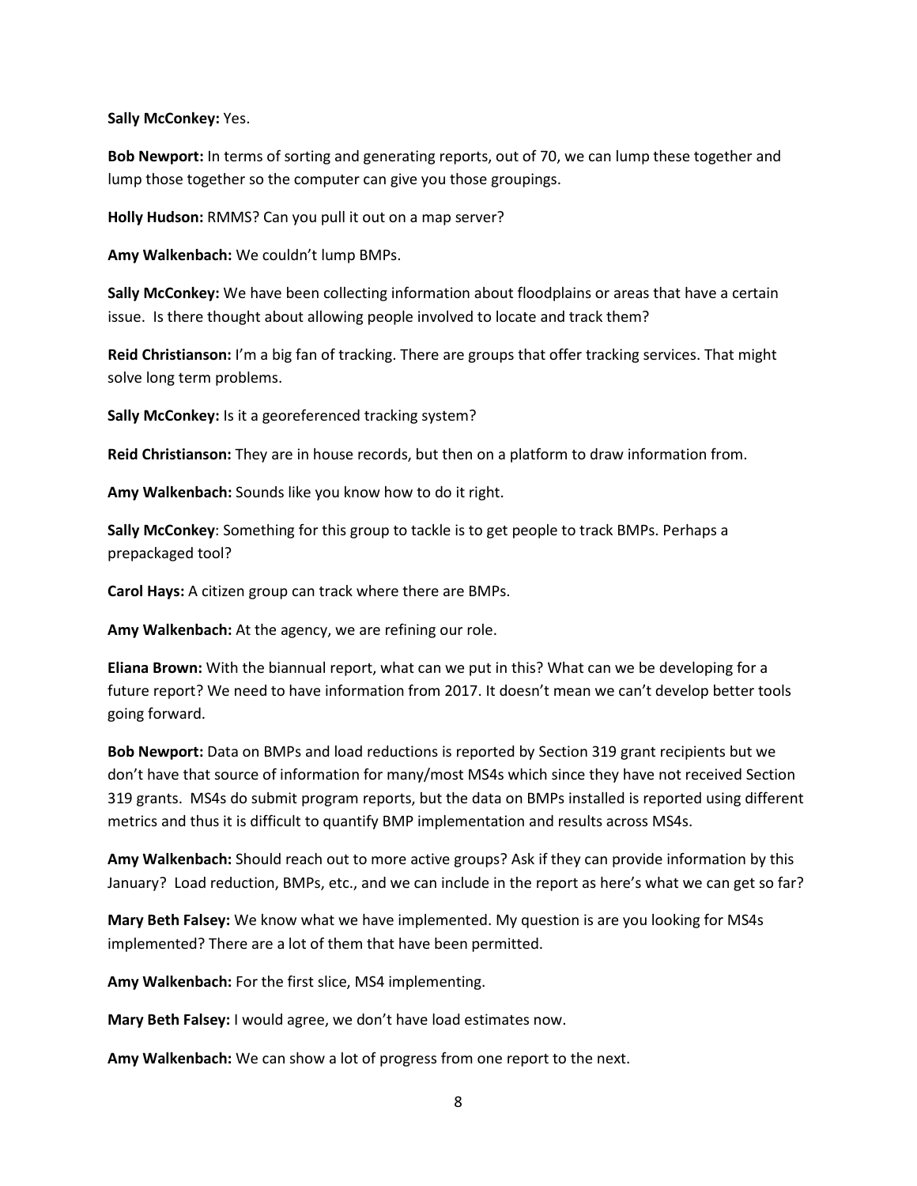**Sally McConkey:** Yes.

**Bob Newport:** In terms of sorting and generating reports, out of 70, we can lump these together and lump those together so the computer can give you those groupings.

**Holly Hudson:** RMMS? Can you pull it out on a map server?

**Amy Walkenbach:** We couldn't lump BMPs.

**Sally McConkey:** We have been collecting information about floodplains or areas that have a certain issue. Is there thought about allowing people involved to locate and track them?

**Reid Christianson:** I'm a big fan of tracking. There are groups that offer tracking services. That might solve long term problems.

**Sally McConkey:** Is it a georeferenced tracking system?

**Reid Christianson:** They are in house records, but then on a platform to draw information from.

**Amy Walkenbach:** Sounds like you know how to do it right.

**Sally McConkey**: Something for this group to tackle is to get people to track BMPs. Perhaps a prepackaged tool?

**Carol Hays:** A citizen group can track where there are BMPs.

**Amy Walkenbach:** At the agency, we are refining our role.

**Eliana Brown:** With the biannual report, what can we put in this? What can we be developing for a future report? We need to have information from 2017. It doesn't mean we can't develop better tools going forward.

**Bob Newport:** Data on BMPs and load reductions is reported by Section 319 grant recipients but we don't have that source of information for many/most MS4s which since they have not received Section 319 grants. MS4s do submit program reports, but the data on BMPs installed is reported using different metrics and thus it is difficult to quantify BMP implementation and results across MS4s.

**Amy Walkenbach:** Should reach out to more active groups? Ask if they can provide information by this January? Load reduction, BMPs, etc., and we can include in the report as here's what we can get so far?

**Mary Beth Falsey:** We know what we have implemented. My question is are you looking for MS4s implemented? There are a lot of them that have been permitted.

**Amy Walkenbach:** For the first slice, MS4 implementing.

**Mary Beth Falsey:** I would agree, we don't have load estimates now.

**Amy Walkenbach:** We can show a lot of progress from one report to the next.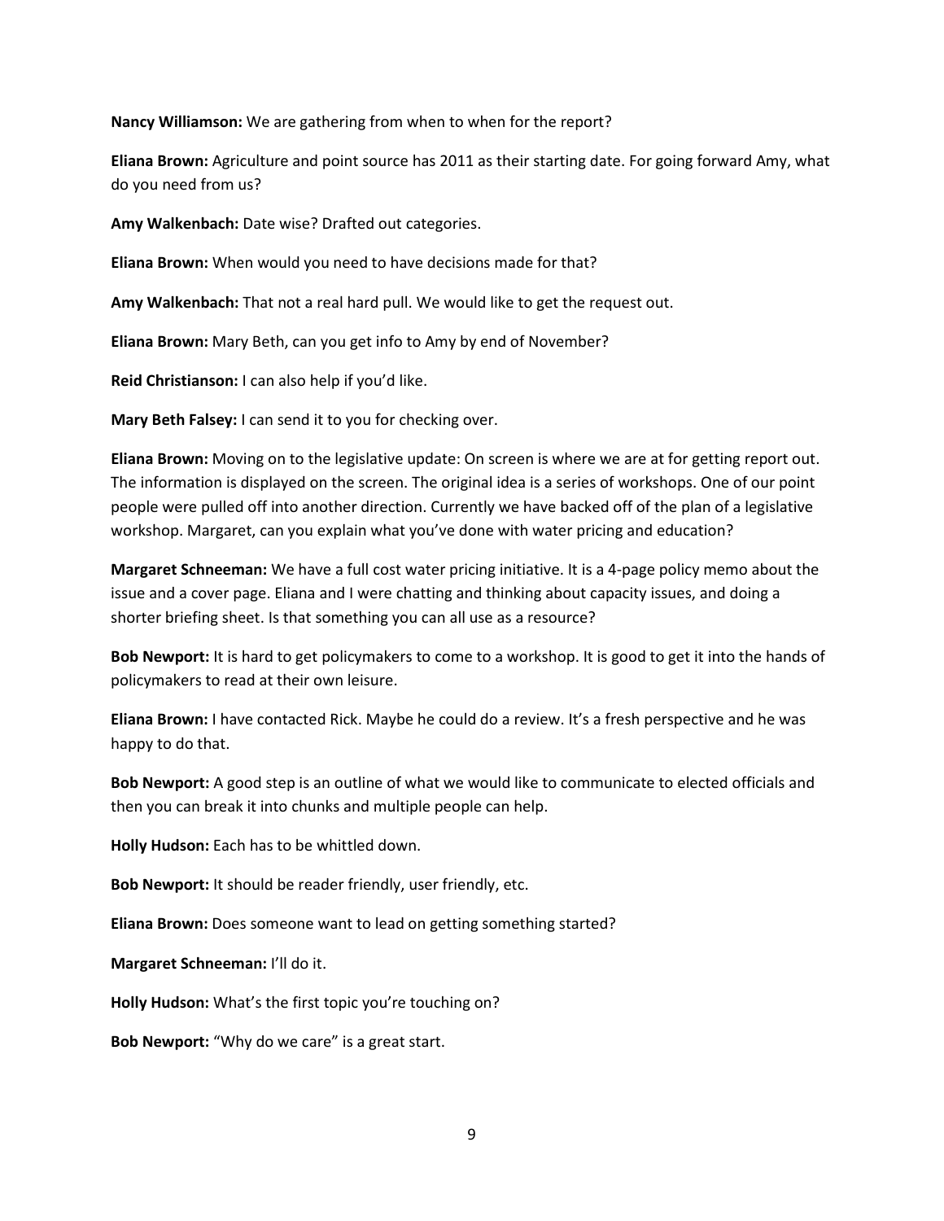**Nancy Williamson:** We are gathering from when to when for the report?

**Eliana Brown:** Agriculture and point source has 2011 as their starting date. For going forward Amy, what do you need from us?

**Amy Walkenbach:** Date wise? Drafted out categories.

**Eliana Brown:** When would you need to have decisions made for that?

**Amy Walkenbach:** That not a real hard pull. We would like to get the request out.

**Eliana Brown:** Mary Beth, can you get info to Amy by end of November?

**Reid Christianson:** I can also help if you'd like.

**Mary Beth Falsey:** I can send it to you for checking over.

**Eliana Brown:** Moving on to the legislative update: On screen is where we are at for getting report out. The information is displayed on the screen. The original idea is a series of workshops. One of our point people were pulled off into another direction. Currently we have backed off of the plan of a legislative workshop. Margaret, can you explain what you've done with water pricing and education?

**Margaret Schneeman:** We have a full cost water pricing initiative. It is a 4-page policy memo about the issue and a cover page. Eliana and I were chatting and thinking about capacity issues, and doing a shorter briefing sheet. Is that something you can all use as a resource?

**Bob Newport:** It is hard to get policymakers to come to a workshop. It is good to get it into the hands of policymakers to read at their own leisure.

**Eliana Brown:** I have contacted Rick. Maybe he could do a review. It's a fresh perspective and he was happy to do that.

**Bob Newport:** A good step is an outline of what we would like to communicate to elected officials and then you can break it into chunks and multiple people can help.

**Holly Hudson:** Each has to be whittled down.

**Bob Newport:** It should be reader friendly, user friendly, etc.

**Eliana Brown:** Does someone want to lead on getting something started?

**Margaret Schneeman:** I'll do it.

**Holly Hudson:** What's the first topic you're touching on?

**Bob Newport:** "Why do we care" is a great start.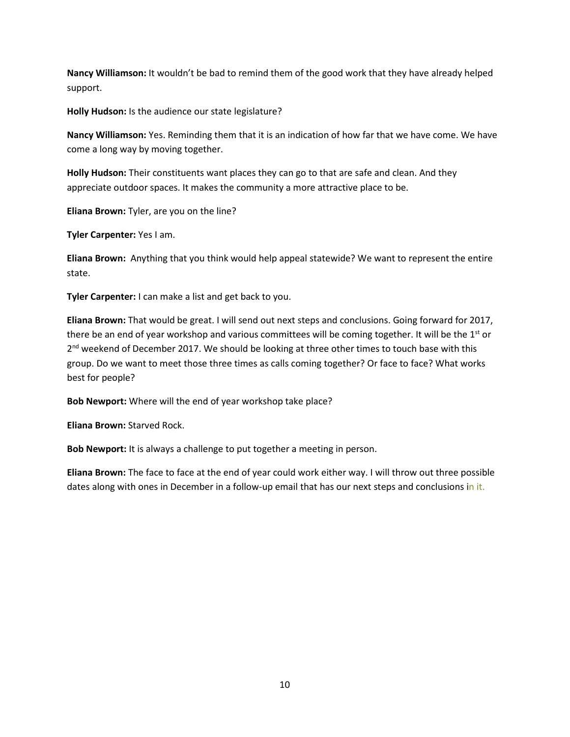**Nancy Williamson:** It wouldn't be bad to remind them of the good work that they have already helped support.

**Holly Hudson:** Is the audience our state legislature?

**Nancy Williamson:** Yes. Reminding them that it is an indication of how far that we have come. We have come a long way by moving together.

**Holly Hudson:** Their constituents want places they can go to that are safe and clean. And they appreciate outdoor spaces. It makes the community a more attractive place to be.

**Eliana Brown:** Tyler, are you on the line?

**Tyler Carpenter:** Yes I am.

**Eliana Brown:** Anything that you think would help appeal statewide? We want to represent the entire state.

**Tyler Carpenter:** I can make a list and get back to you.

**Eliana Brown:** That would be great. I will send out next steps and conclusions. Going forward for 2017, there be an end of year workshop and various committees will be coming together. It will be the 1st or 2nd weekend of December 2017. We should be looking at three other times to touch base with this group. Do we want to meet those three times as calls coming together? Or face to face? What works best for people?

**Bob Newport:** Where will the end of year workshop take place?

**Eliana Brown:** Starved Rock.

**Bob Newport:** It is always a challenge to put together a meeting in person.

**Eliana Brown:** The face to face at the end of year could work either way. I will throw out three possible dates along with ones in December in a follow-up email that has our next steps and conclusions in it.